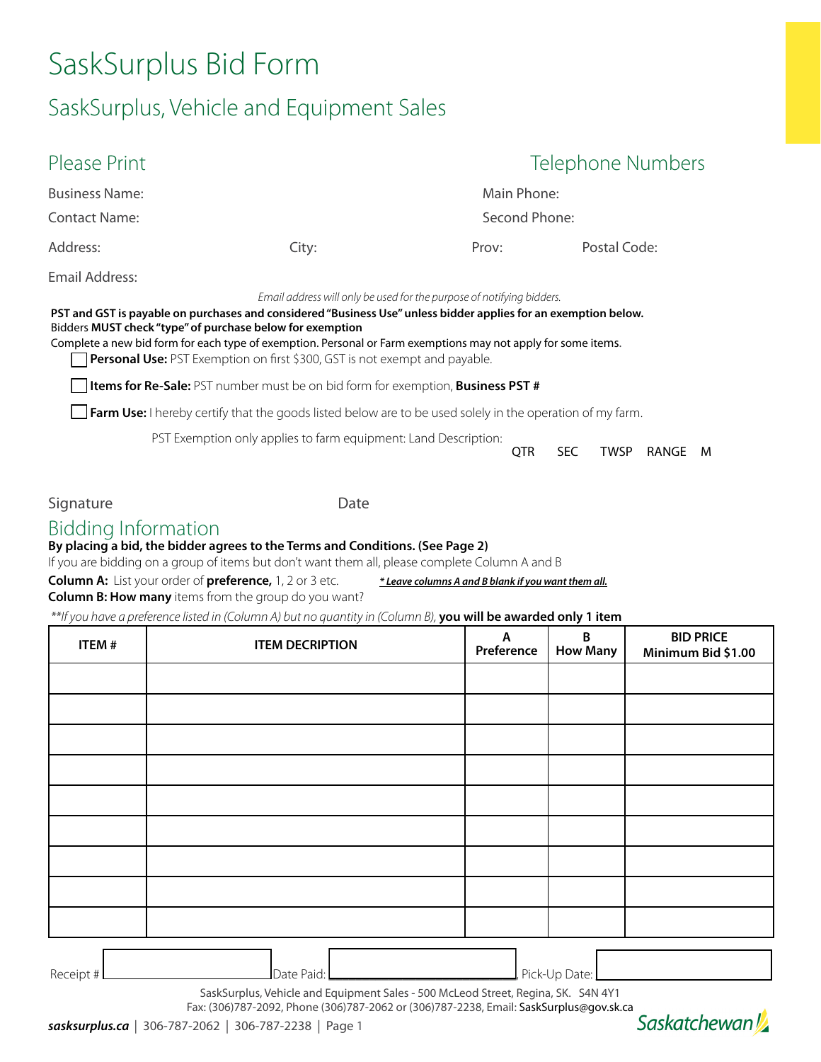# SaskSurplus Bid Form

## SaskSurplus, Vehicle and Equipment Sales

### Please Print

Business Name:

Contact Name:

Address: City: Prov: Postal Code:

Email Address:

*Email address will only be used for the purpose of notifying bidders.*

### Telephone Numbers

Main Phone:

Second Phone:

**PST and GST is payable on purchases and considered "Business Use" unless bidder applies for an exemption below.**
Bidders **MUST check "type" of purchase below for exemption**

Complete a new bid form for each type of exemption. Personal or Farm exemptions may not apply for some items.

- [ ] **Personal Use:** PST Exemption on first $300, GST is not exempt and payable.
- [ ] **Items for Re-Sale:** PST number must be on bid form for exemption, **Business PST #**
- [ ] **Farm Use:** I hereby certify that the goods listed below are to be used solely in the operation of my farm.

PST Exemption only applies to farm equipment: Land Description: QTR SEC TWSP RANGE M

Signature Date

## Bidding Information

**By placing a bid, the bidder agrees to the Terms and Conditions. (See Page 2)**

If you are bidding on a group of items but don't want them all, please complete Column A and B

**Column A:** List your order of **preference,** 1, 2 or 3 etc. ***Leave columns A and B blank if you want them all.***

**Column B: How many** items from the group do you want?

*\*\*If you have a preference listed in (Column A) but no quantity in (Column B),* **you will be awarded only 1 item**

| ITEM # | ITEM DECRIPTION | A Preference | B How Many | BID PRICE Minimum Bid $1.00 |
|---|---|---|---|---|
| | | | | |
| | | | | |
| | | | | |
| | | | | |
| | | | | |
| | | | | |
| | | | | |
| | | | | |
| | | | | |

Receipt # Date Paid: , Pick-Up Date:

SaskSurplus, Vehicle and Equipment Sales - 500 McLeod Street, Regina, SK. S4N 4Y1
Fax: (306)787-2092, Phone (306)787-2062 or (306)787-2238, Email: SaskSurplus@gov.sk.ca

**sasksurplus.ca** | 306-787-2062 | 306-787-2238

Saskatchewan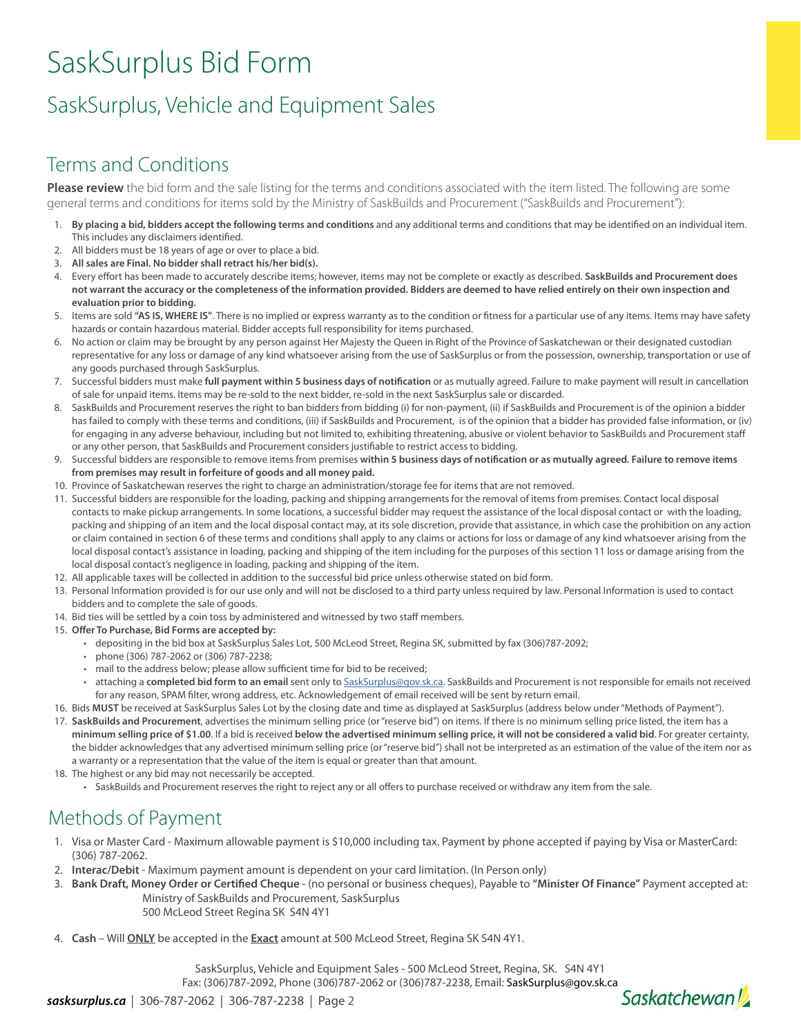# SaskSurplus Bid Form

## SaskSurplus, Vehicle and Equipment Sales

## Terms and Conditions

**Please review** the bid form and the sale listing for the terms and conditions associated with the item listed. The following are some general terms and conditions for items sold by the Ministry of SaskBuilds and Procurement ("SaskBuilds and Procurement"):

1. **By placing a bid, bidders accept the following terms and conditions** and any additional terms and conditions that may be identified on an individual item. This includes any disclaimers identified.
2. All bidders must be 18 years of age or over to place a bid.
3. **All sales are Final. No bidder shall retract his/her bid(s).**
4. Every effort has been made to accurately describe items; however, items may not be complete or exactly as described. **SaskBuilds and Procurement does not warrant the accuracy or the completeness of the information provided. Bidders are deemed to have relied entirely on their own inspection and evaluation prior to bidding.**
5. Items are sold **"AS IS, WHERE IS"**. There is no implied or express warranty as to the condition or fitness for a particular use of any items. Items may have safety hazards or contain hazardous material. Bidder accepts full responsibility for items purchased.
6. No action or claim may be brought by any person against Her Majesty the Queen in Right of the Province of Saskatchewan or their designated custodian representative for any loss or damage of any kind whatsoever arising from the use of SaskSurplus or from the possession, ownership, transportation or use of any goods purchased through SaskSurplus.
7. Successful bidders must make **full payment within 5 business days of notification** or as mutually agreed. Failure to make payment will result in cancellation of sale for unpaid items. Items may be re-sold to the next bidder, re-sold in the next SaskSurplus sale or discarded.
8. SaskBuilds and Procurement reserves the right to ban bidders from bidding (i) for non-payment, (ii) if SaskBuilds and Procurement is of the opinion a bidder has failed to comply with these terms and conditions, (iii) if SaskBuilds and Procurement, is of the opinion that a bidder has provided false information, or (iv) for engaging in any adverse behaviour, including but not limited to, exhibiting threatening, abusive or violent behavior to SaskBuilds and Procurement staff or any other person, that SaskBuilds and Procurement considers justifiable to restrict access to bidding.
9. Successful bidders are responsible to remove items from premises **within 5 business days of notification or as mutually agreed. Failure to remove items from premises may result in forfeiture of goods and all money paid.**
10. Province of Saskatchewan reserves the right to charge an administration/storage fee for items that are not removed.
11. Successful bidders are responsible for the loading, packing and shipping arrangements for the removal of items from premises. Contact local disposal contacts to make pickup arrangements. In some locations, a successful bidder may request the assistance of the local disposal contact or with the loading, packing and shipping of an item and the local disposal contact may, at its sole discretion, provide that assistance, in which case the prohibition on any action or claim contained in section 6 of these terms and conditions shall apply to any claims or actions for loss or damage of any kind whatsoever arising from the local disposal contact's assistance in loading, packing and shipping of the item including for the purposes of this section 11 loss or damage arising from the local disposal contact's negligence in loading, packing and shipping of the item.
12. All applicable taxes will be collected in addition to the successful bid price unless otherwise stated on bid form.
13. Personal Information provided is for our use only and will not be disclosed to a third party unless required by law. Personal Information is used to contact bidders and to complete the sale of goods.
14. Bid ties will be settled by a coin toss by administered and witnessed by two staff members.
15. **Offer To Purchase, Bid Forms are accepted by:**
    - depositing in the bid box at SaskSurplus Sales Lot, 500 McLeod Street, Regina SK, submitted by fax (306)787-2092;
    - phone (306) 787-2062 or (306) 787-2238;
    - mail to the address below; please allow sufficient time for bid to be received;
    - attaching a **completed bid form to an email** sent only to SaskSurplus@gov.sk.ca. SaskBuilds and Procurement is not responsible for emails not received for any reason, SPAM filter, wrong address, etc. Acknowledgement of email received will be sent by return email.
16. Bids **MUST** be received at SaskSurplus Sales Lot by the closing date and time as displayed at SaskSurplus (address below under "Methods of Payment").
17. **SaskBuilds and Procurement**, advertises the minimum selling price (or "reserve bid") on items. If there is no minimum selling price listed, the item has a **minimum selling price of $1.00**. If a bid is received **below the advertised minimum selling price, it will not be considered a valid bid**. For greater certainty, the bidder acknowledges that any advertised minimum selling price (or "reserve bid") shall not be interpreted as an estimation of the value of the item nor as a warranty or a representation that the value of the item is equal or greater than that amount.
18. The highest or any bid may not necessarily be accepted.
    - SaskBuilds and Procurement reserves the right to reject any or all offers to purchase received or withdraw any item from the sale.

## Methods of Payment

1. Visa or Master Card - Maximum allowable payment is $10,000 including tax. Payment by phone accepted if paying by Visa or MasterCard: (306) 787-2062.
2. **Interac/Debit** - Maximum payment amount is dependent on your card limitation. (In Person only)
3. **Bank Draft, Money Order or Certified Cheque** - (no personal or business cheques), Payable to **"Minister Of Finance"** Payment accepted at:
   Ministry of SaskBuilds and Procurement, SaskSurplus
   500 McLeod Street Regina SK S4N 4Y1
4. **Cash** – Will **ONLY** be accepted in the **Exact** amount at 500 McLeod Street, Regina SK S4N 4Y1.

SaskSurplus, Vehicle and Equipment Sales - 500 McLeod Street, Regina, SK. S4N 4Y1
Fax: (306)787-2092, Phone (306)787-2062 or (306)787-2238, Email: SaskSurplus@gov.sk.ca